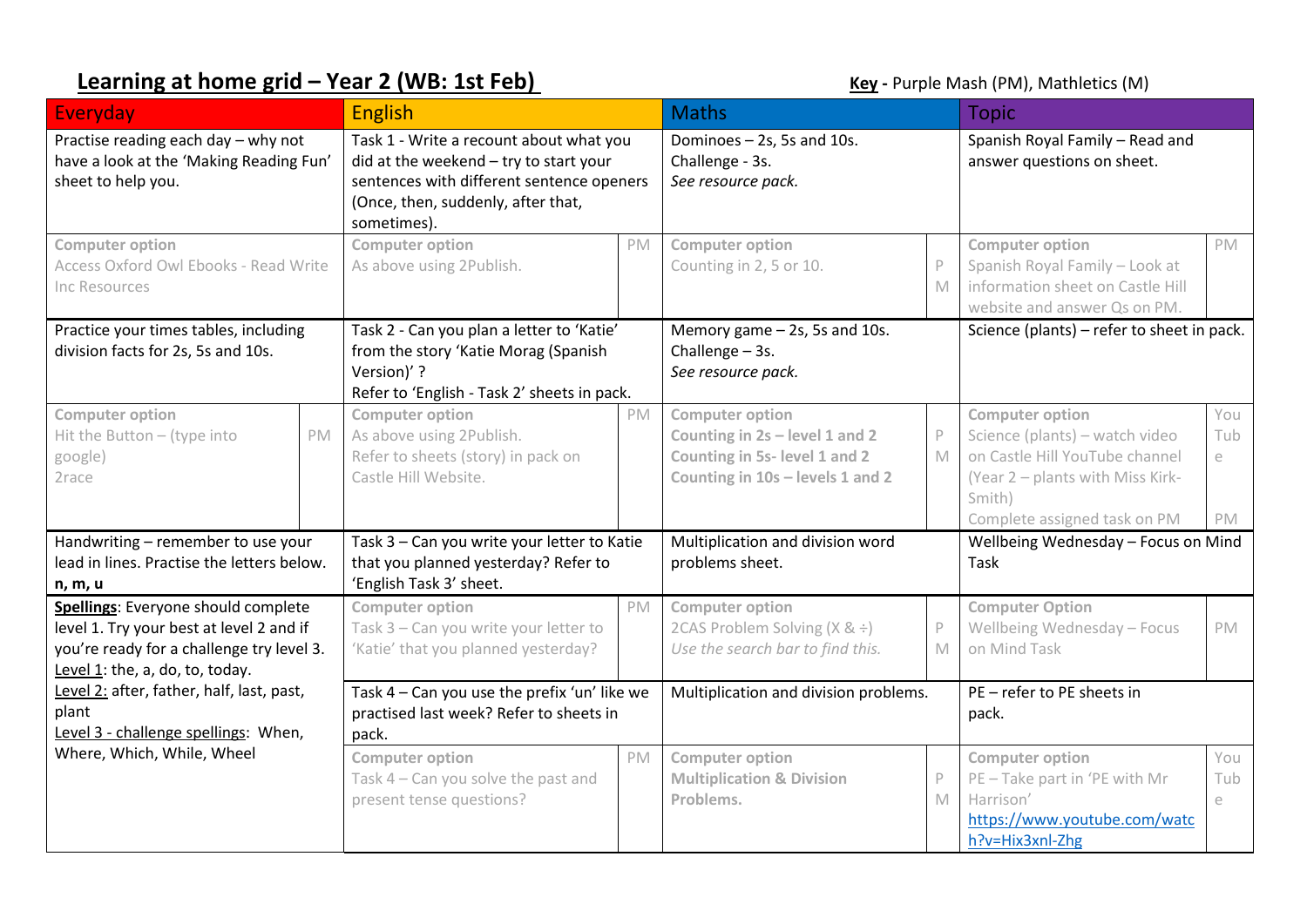## Learning at home grid – Year 2 (WB: 1st Feb)

**Key** - Purple Mash (PM), Mathletics (M)

| Everyday | | English | | Maths | | Topic | |
|---|---|---|---|---|---|---|---|
| Practise reading each day – why not have a look at the 'Making Reading Fun' sheet to help you. | | Task 1 - Write a recount about what you did at the weekend – try to start your sentences with different sentence openers (Once, then, suddenly, after that, sometimes). | | Dominoes – 2s, 5s and 10s. Challenge - 3s. *See resource pack.* | | Spanish Royal Family – Read and answer questions on sheet. | |
| Computer option Access Oxford Owl Ebooks - Read Write Inc Resources | | Computer option As above using 2Publish. | PM | Computer option Counting in 2, 5 or 10. | PM | Computer option Spanish Royal Family – Look at information sheet on Castle Hill website and answer Qs on PM. | PM |
| Practice your times tables, including division facts for 2s, 5s and 10s. | | Task 2 - Can you plan a letter to 'Katie' from the story 'Katie Morag (Spanish Version)'? Refer to 'English - Task 2' sheets in pack. | | Memory game – 2s, 5s and 10s. Challenge – 3s. *See resource pack.* | | Science (plants) – refer to sheet in pack. | |
| Computer option Hit the Button – (type into google) 2race | PM | Computer option As above using 2Publish. Refer to sheets (story) in pack on Castle Hill Website. | PM | Computer option **Counting in 2s – level 1 and 2** **Counting in 5s- level 1 and 2** **Counting in 10s – levels 1 and 2** | PM | Computer option Science (plants) – watch video on Castle Hill YouTube channel (Year 2 – plants with Miss Kirk-Smith) Complete assigned task on PM | YouTube PM |
| Handwriting – remember to use your lead in lines. Practise the letters below. **n, m, u** | | Task 3 – Can you write your letter to Katie that you planned yesterday? Refer to 'English Task 3' sheet. | | Multiplication and division word problems sheet. | | Wellbeing Wednesday – Focus on Mind Task | |
| **Spellings**: Everyone should complete level 1. Try your best at level 2 and if you're ready for a challenge try level 3. Level 1: the, a, do, to, today. Level 2: after, father, half, last, past, plant Level 3 - challenge spellings: When, Where, Which, While, Wheel | | Computer option Task 3 – Can you write your letter to 'Katie' that you planned yesterday? | PM | Computer option 2CAS Problem Solving (X & ÷) *Use the search bar to find this.* | PM | Computer Option Wellbeing Wednesday – Focus on Mind Task | PM |
| | | Task 4 – Can you use the prefix 'un' like we practised last week? Refer to sheets in pack. | | Multiplication and division problems. | | PE – refer to PE sheets in pack. | |
| | | Computer option Task 4 – Can you solve the past and present tense questions? | PM | Computer option **Multiplication & Division Problems.** | PM | Computer option PE – Take part in 'PE with Mr Harrison' https://www.youtube.com/watch?v=Hix3xnl-Zhg | YouTube |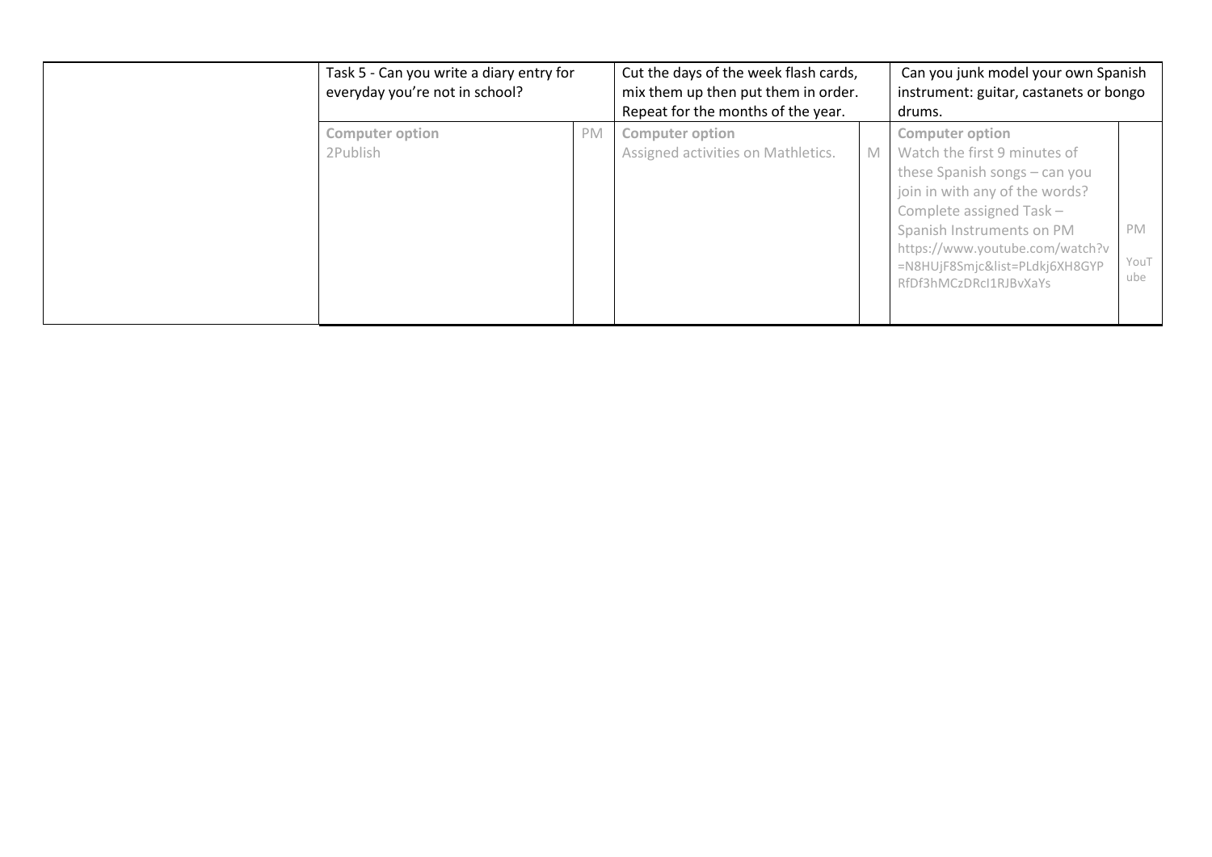| | | | | | | |
|---|---|---|---|---|---|---|
| | Task 5 - Can you write a diary entry for everyday you're not in school? | | Cut the days of the week flash cards, mix them up then put them in order. Repeat for the months of the year. | | Can you junk model your own Spanish instrument: guitar, castanets or bongo drums. | |
| | **Computer option**<br>2Publish | PM | **Computer option**<br>Assigned activities on Mathletics. | M | **Computer option**<br>Watch the first 9 minutes of these Spanish songs – can you join in with any of the words? Complete assigned Task – Spanish Instruments on PM<br>https://www.youtube.com/watch?v=N8HUjF8Smjc&list=PLdkj6XH8GYPRfDf3hMCzDRcI1RJBvXaYs | PM<br>YouTube |